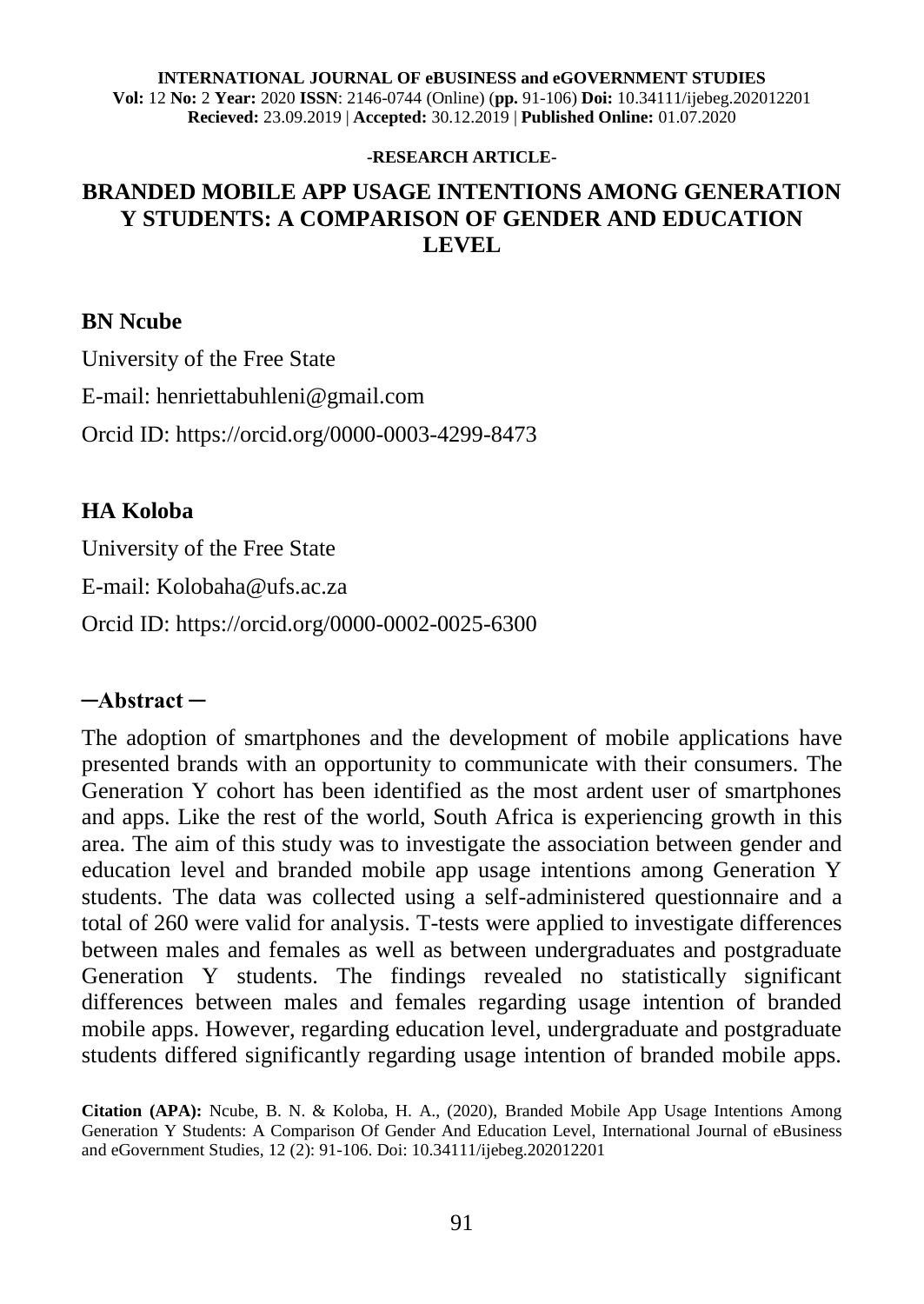**INTERNATIONAL JOURNAL OF eBUSINESS and eGOVERNMENT STUDIES**
**Vol:** 12 **No:** 2 **Year:** 2020 **ISSN**: 2146-0744 (Online) (**pp.** 91-106) **Doi:** 10.34111/ijebeg.202012201
**Recieved:** 23.09.2019 | **Accepted:** 30.12.2019 | **Published Online:** 01.07.2020

**-RESEARCH ARTICLE-**

# BRANDED MOBILE APP USAGE INTENTIONS AMONG GENERATION Y STUDENTS: A COMPARISON OF GENDER AND EDUCATION LEVEL

**BN Ncube**

University of the Free State

E-mail: henriettabuhleni@gmail.com

Orcid ID: https://orcid.org/0000-0003-4299-8473

**HA Koloba**

University of the Free State

E-mail: Kolobaha@ufs.ac.za

Orcid ID: https://orcid.org/0000-0002-0025-6300

## ─Abstract ─

The adoption of smartphones and the development of mobile applications have presented brands with an opportunity to communicate with their consumers. The Generation Y cohort has been identified as the most ardent user of smartphones and apps. Like the rest of the world, South Africa is experiencing growth in this area. The aim of this study was to investigate the association between gender and education level and branded mobile app usage intentions among Generation Y students. The data was collected using a self-administered questionnaire and a total of 260 were valid for analysis. T-tests were applied to investigate differences between males and females as well as between undergraduates and postgraduate Generation Y students. The findings revealed no statistically significant differences between males and females regarding usage intention of branded mobile apps. However, regarding education level, undergraduate and postgraduate students differed significantly regarding usage intention of branded mobile apps.

**Citation (APA):** Ncube, B. N. & Koloba, H. A., (2020), Branded Mobile App Usage Intentions Among Generation Y Students: A Comparison Of Gender And Education Level, International Journal of eBusiness and eGovernment Studies, 12 (2): 91-106. Doi: 10.34111/ijebeg.202012201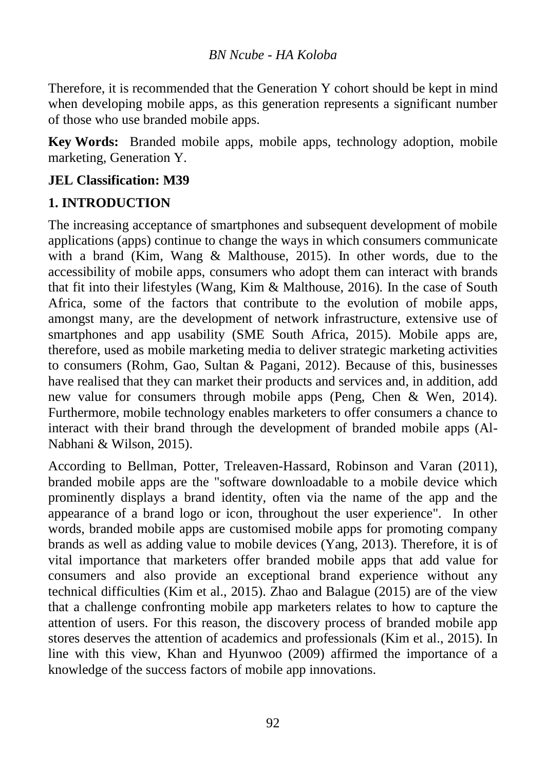Therefore, it is recommended that the Generation Y cohort should be kept in mind when developing mobile apps, as this generation represents a significant number of those who use branded mobile apps.

**Key Words:** Branded mobile apps, mobile apps, technology adoption, mobile marketing, Generation Y.

**JEL Classification: M39**

## 1. INTRODUCTION

The increasing acceptance of smartphones and subsequent development of mobile applications (apps) continue to change the ways in which consumers communicate with a brand (Kim, Wang & Malthouse, 2015). In other words, due to the accessibility of mobile apps, consumers who adopt them can interact with brands that fit into their lifestyles (Wang, Kim & Malthouse, 2016). In the case of South Africa, some of the factors that contribute to the evolution of mobile apps, amongst many, are the development of network infrastructure, extensive use of smartphones and app usability (SME South Africa, 2015). Mobile apps are, therefore, used as mobile marketing media to deliver strategic marketing activities to consumers (Rohm, Gao, Sultan & Pagani, 2012). Because of this, businesses have realised that they can market their products and services and, in addition, add new value for consumers through mobile apps (Peng, Chen & Wen, 2014). Furthermore, mobile technology enables marketers to offer consumers a chance to interact with their brand through the development of branded mobile apps (Al-Nabhani & Wilson, 2015).

According to Bellman, Potter, Treleaven-Hassard, Robinson and Varan (2011), branded mobile apps are the "software downloadable to a mobile device which prominently displays a brand identity, often via the name of the app and the appearance of a brand logo or icon, throughout the user experience". In other words, branded mobile apps are customised mobile apps for promoting company brands as well as adding value to mobile devices (Yang, 2013). Therefore, it is of vital importance that marketers offer branded mobile apps that add value for consumers and also provide an exceptional brand experience without any technical difficulties (Kim et al., 2015). Zhao and Balague (2015) are of the view that a challenge confronting mobile app marketers relates to how to capture the attention of users. For this reason, the discovery process of branded mobile app stores deserves the attention of academics and professionals (Kim et al., 2015). In line with this view, Khan and Hyunwoo (2009) affirmed the importance of a knowledge of the success factors of mobile app innovations.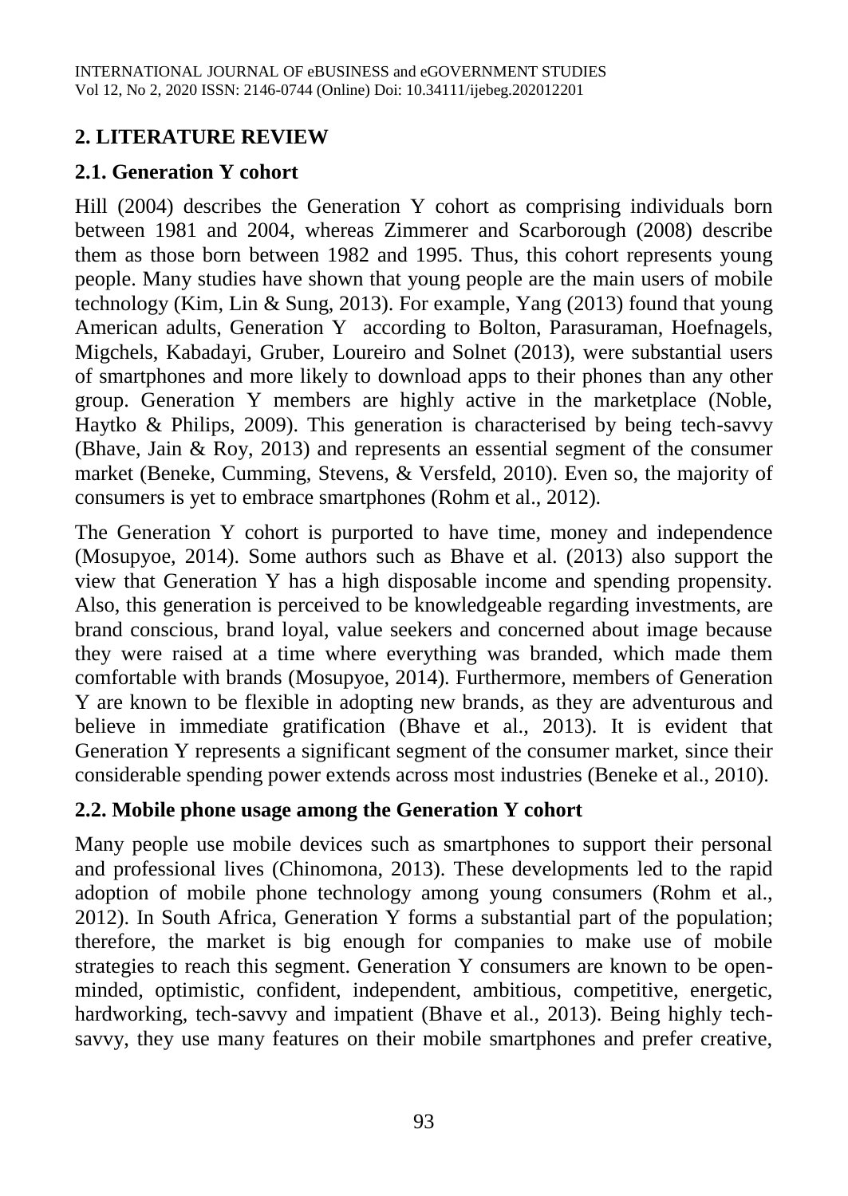## 2. LITERATURE REVIEW

### 2.1. Generation Y cohort

Hill (2004) describes the Generation Y cohort as comprising individuals born between 1981 and 2004, whereas Zimmerer and Scarborough (2008) describe them as those born between 1982 and 1995. Thus, this cohort represents young people. Many studies have shown that young people are the main users of mobile technology (Kim, Lin & Sung, 2013). For example, Yang (2013) found that young American adults, Generation Y according to Bolton, Parasuraman, Hoefnagels, Migchels, Kabadayi, Gruber, Loureiro and Solnet (2013), were substantial users of smartphones and more likely to download apps to their phones than any other group. Generation Y members are highly active in the marketplace (Noble, Haytko & Philips, 2009). This generation is characterised by being tech-savvy (Bhave, Jain & Roy, 2013) and represents an essential segment of the consumer market (Beneke, Cumming, Stevens, & Versfeld, 2010). Even so, the majority of consumers is yet to embrace smartphones (Rohm et al., 2012).

The Generation Y cohort is purported to have time, money and independence (Mosupyoe, 2014). Some authors such as Bhave et al. (2013) also support the view that Generation Y has a high disposable income and spending propensity. Also, this generation is perceived to be knowledgeable regarding investments, are brand conscious, brand loyal, value seekers and concerned about image because they were raised at a time where everything was branded, which made them comfortable with brands (Mosupyoe, 2014). Furthermore, members of Generation Y are known to be flexible in adopting new brands, as they are adventurous and believe in immediate gratification (Bhave et al., 2013). It is evident that Generation Y represents a significant segment of the consumer market, since their considerable spending power extends across most industries (Beneke et al., 2010).

### 2.2. Mobile phone usage among the Generation Y cohort

Many people use mobile devices such as smartphones to support their personal and professional lives (Chinomona, 2013). These developments led to the rapid adoption of mobile phone technology among young consumers (Rohm et al., 2012). In South Africa, Generation Y forms a substantial part of the population; therefore, the market is big enough for companies to make use of mobile strategies to reach this segment. Generation Y consumers are known to be open-minded, optimistic, confident, independent, ambitious, competitive, energetic, hardworking, tech-savvy and impatient (Bhave et al., 2013). Being highly tech-savvy, they use many features on their mobile smartphones and prefer creative,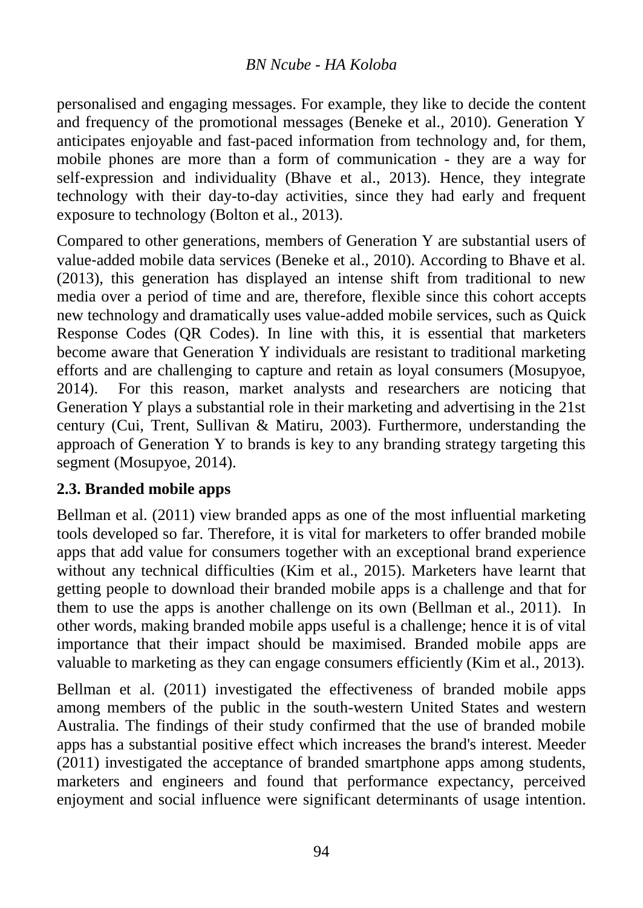personalised and engaging messages. For example, they like to decide the content and frequency of the promotional messages (Beneke et al., 2010). Generation Y anticipates enjoyable and fast-paced information from technology and, for them, mobile phones are more than a form of communication - they are a way for self-expression and individuality (Bhave et al., 2013). Hence, they integrate technology with their day-to-day activities, since they had early and frequent exposure to technology (Bolton et al., 2013).

Compared to other generations, members of Generation Y are substantial users of value-added mobile data services (Beneke et al., 2010). According to Bhave et al. (2013), this generation has displayed an intense shift from traditional to new media over a period of time and are, therefore, flexible since this cohort accepts new technology and dramatically uses value-added mobile services, such as Quick Response Codes (QR Codes). In line with this, it is essential that marketers become aware that Generation Y individuals are resistant to traditional marketing efforts and are challenging to capture and retain as loyal consumers (Mosupyoe, 2014). For this reason, market analysts and researchers are noticing that Generation Y plays a substantial role in their marketing and advertising in the 21st century (Cui, Trent, Sullivan & Matiru, 2003). Furthermore, understanding the approach of Generation Y to brands is key to any branding strategy targeting this segment (Mosupyoe, 2014).

## 2.3. Branded mobile apps

Bellman et al. (2011) view branded apps as one of the most influential marketing tools developed so far. Therefore, it is vital for marketers to offer branded mobile apps that add value for consumers together with an exceptional brand experience without any technical difficulties (Kim et al., 2015). Marketers have learnt that getting people to download their branded mobile apps is a challenge and that for them to use the apps is another challenge on its own (Bellman et al., 2011). In other words, making branded mobile apps useful is a challenge; hence it is of vital importance that their impact should be maximised. Branded mobile apps are valuable to marketing as they can engage consumers efficiently (Kim et al., 2013).

Bellman et al. (2011) investigated the effectiveness of branded mobile apps among members of the public in the south-western United States and western Australia. The findings of their study confirmed that the use of branded mobile apps has a substantial positive effect which increases the brand's interest. Meeder (2011) investigated the acceptance of branded smartphone apps among students, marketers and engineers and found that performance expectancy, perceived enjoyment and social influence were significant determinants of usage intention.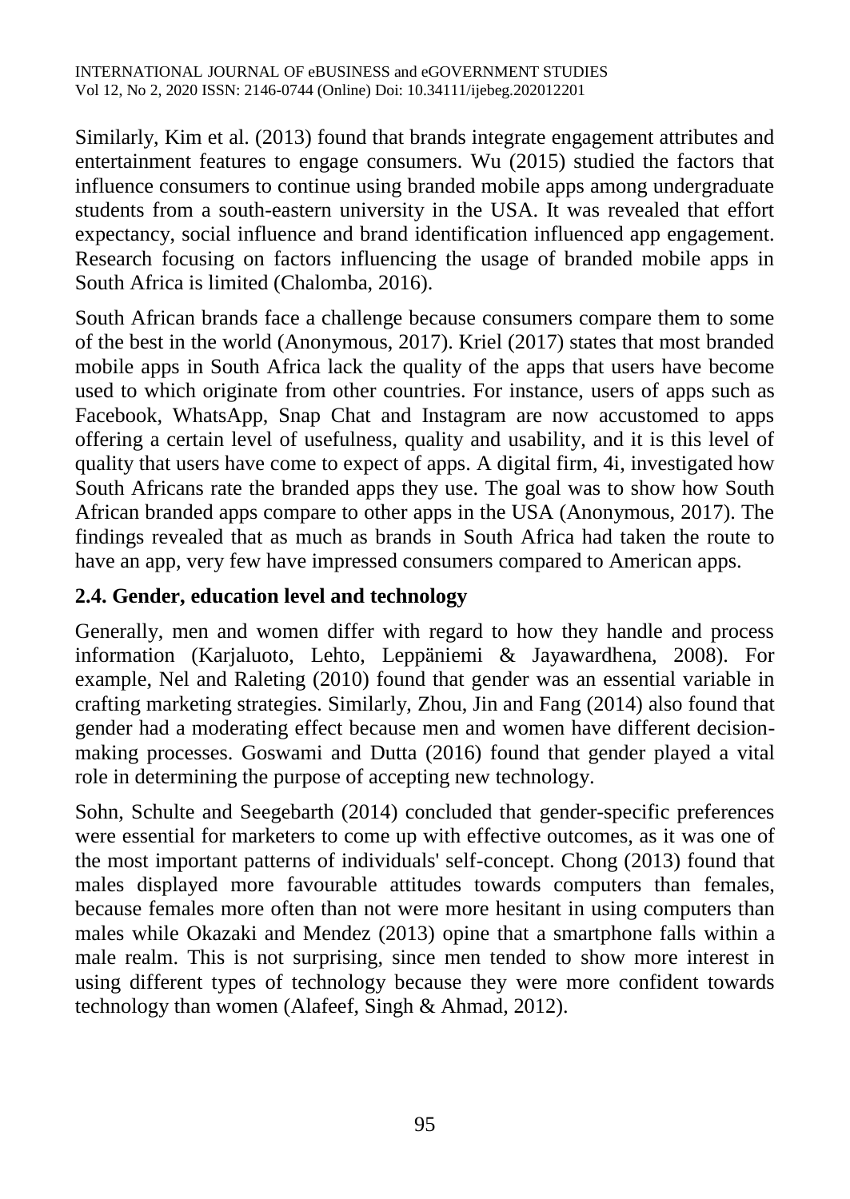Similarly, Kim et al. (2013) found that brands integrate engagement attributes and entertainment features to engage consumers. Wu (2015) studied the factors that influence consumers to continue using branded mobile apps among undergraduate students from a south-eastern university in the USA. It was revealed that effort expectancy, social influence and brand identification influenced app engagement. Research focusing on factors influencing the usage of branded mobile apps in South Africa is limited (Chalomba, 2016).

South African brands face a challenge because consumers compare them to some of the best in the world (Anonymous, 2017). Kriel (2017) states that most branded mobile apps in South Africa lack the quality of the apps that users have become used to which originate from other countries. For instance, users of apps such as Facebook, WhatsApp, Snap Chat and Instagram are now accustomed to apps offering a certain level of usefulness, quality and usability, and it is this level of quality that users have come to expect of apps. A digital firm, 4i, investigated how South Africans rate the branded apps they use. The goal was to show how South African branded apps compare to other apps in the USA (Anonymous, 2017). The findings revealed that as much as brands in South Africa had taken the route to have an app, very few have impressed consumers compared to American apps.

### 2.4. Gender, education level and technology

Generally, men and women differ with regard to how they handle and process information (Karjaluoto, Lehto, Leppäniemi & Jayawardhena, 2008). For example, Nel and Raleting (2010) found that gender was an essential variable in crafting marketing strategies. Similarly, Zhou, Jin and Fang (2014) also found that gender had a moderating effect because men and women have different decision-making processes. Goswami and Dutta (2016) found that gender played a vital role in determining the purpose of accepting new technology.

Sohn, Schulte and Seegebarth (2014) concluded that gender-specific preferences were essential for marketers to come up with effective outcomes, as it was one of the most important patterns of individuals' self-concept. Chong (2013) found that males displayed more favourable attitudes towards computers than females, because females more often than not were more hesitant in using computers than males while Okazaki and Mendez (2013) opine that a smartphone falls within a male realm. This is not surprising, since men tended to show more interest in using different types of technology because they were more confident towards technology than women (Alafeef, Singh & Ahmad, 2012).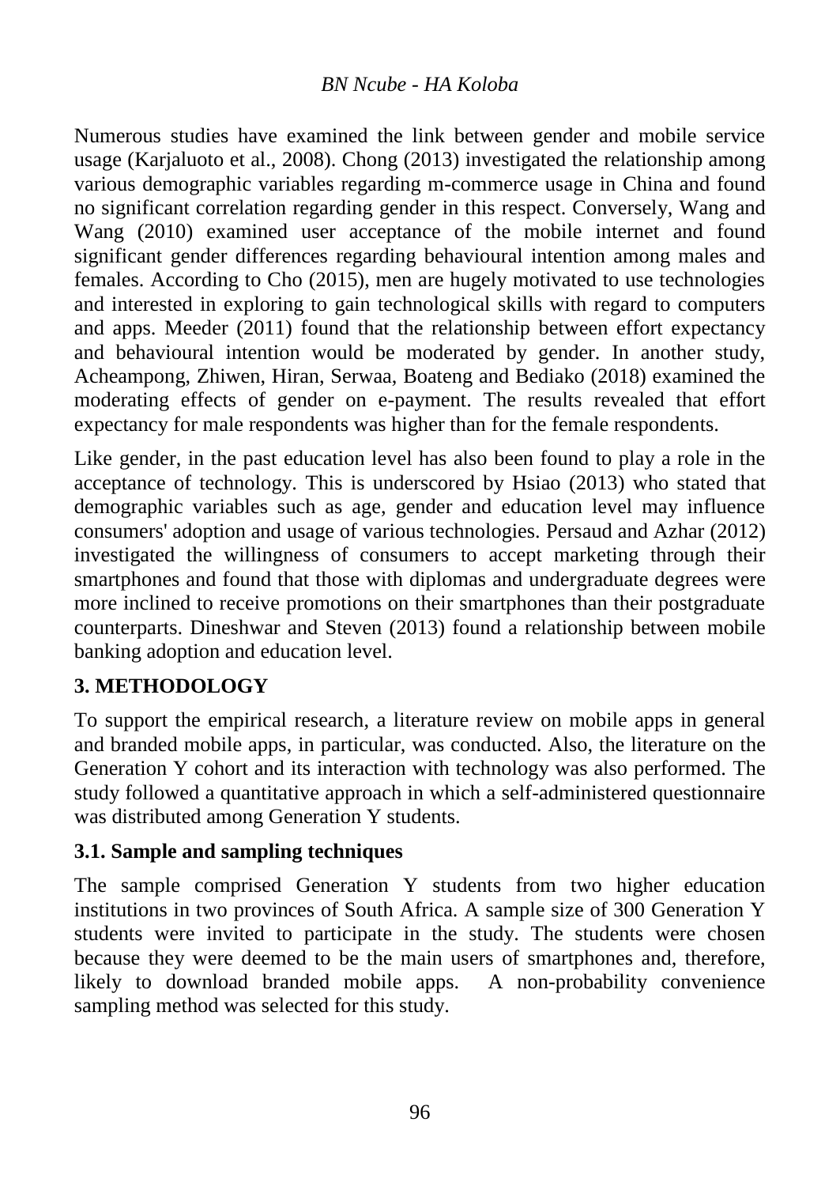Numerous studies have examined the link between gender and mobile service usage (Karjaluoto et al., 2008). Chong (2013) investigated the relationship among various demographic variables regarding m-commerce usage in China and found no significant correlation regarding gender in this respect. Conversely, Wang and Wang (2010) examined user acceptance of the mobile internet and found significant gender differences regarding behavioural intention among males and females. According to Cho (2015), men are hugely motivated to use technologies and interested in exploring to gain technological skills with regard to computers and apps. Meeder (2011) found that the relationship between effort expectancy and behavioural intention would be moderated by gender. In another study, Acheampong, Zhiwen, Hiran, Serwaa, Boateng and Bediako (2018) examined the moderating effects of gender on e-payment. The results revealed that effort expectancy for male respondents was higher than for the female respondents.

Like gender, in the past education level has also been found to play a role in the acceptance of technology. This is underscored by Hsiao (2013) who stated that demographic variables such as age, gender and education level may influence consumers' adoption and usage of various technologies. Persaud and Azhar (2012) investigated the willingness of consumers to accept marketing through their smartphones and found that those with diplomas and undergraduate degrees were more inclined to receive promotions on their smartphones than their postgraduate counterparts. Dineshwar and Steven (2013) found a relationship between mobile banking adoption and education level.

## 3. METHODOLOGY

To support the empirical research, a literature review on mobile apps in general and branded mobile apps, in particular, was conducted. Also, the literature on the Generation Y cohort and its interaction with technology was also performed. The study followed a quantitative approach in which a self-administered questionnaire was distributed among Generation Y students.

### 3.1. Sample and sampling techniques

The sample comprised Generation Y students from two higher education institutions in two provinces of South Africa. A sample size of 300 Generation Y students were invited to participate in the study. The students were chosen because they were deemed to be the main users of smartphones and, therefore, likely to download branded mobile apps. A non-probability convenience sampling method was selected for this study.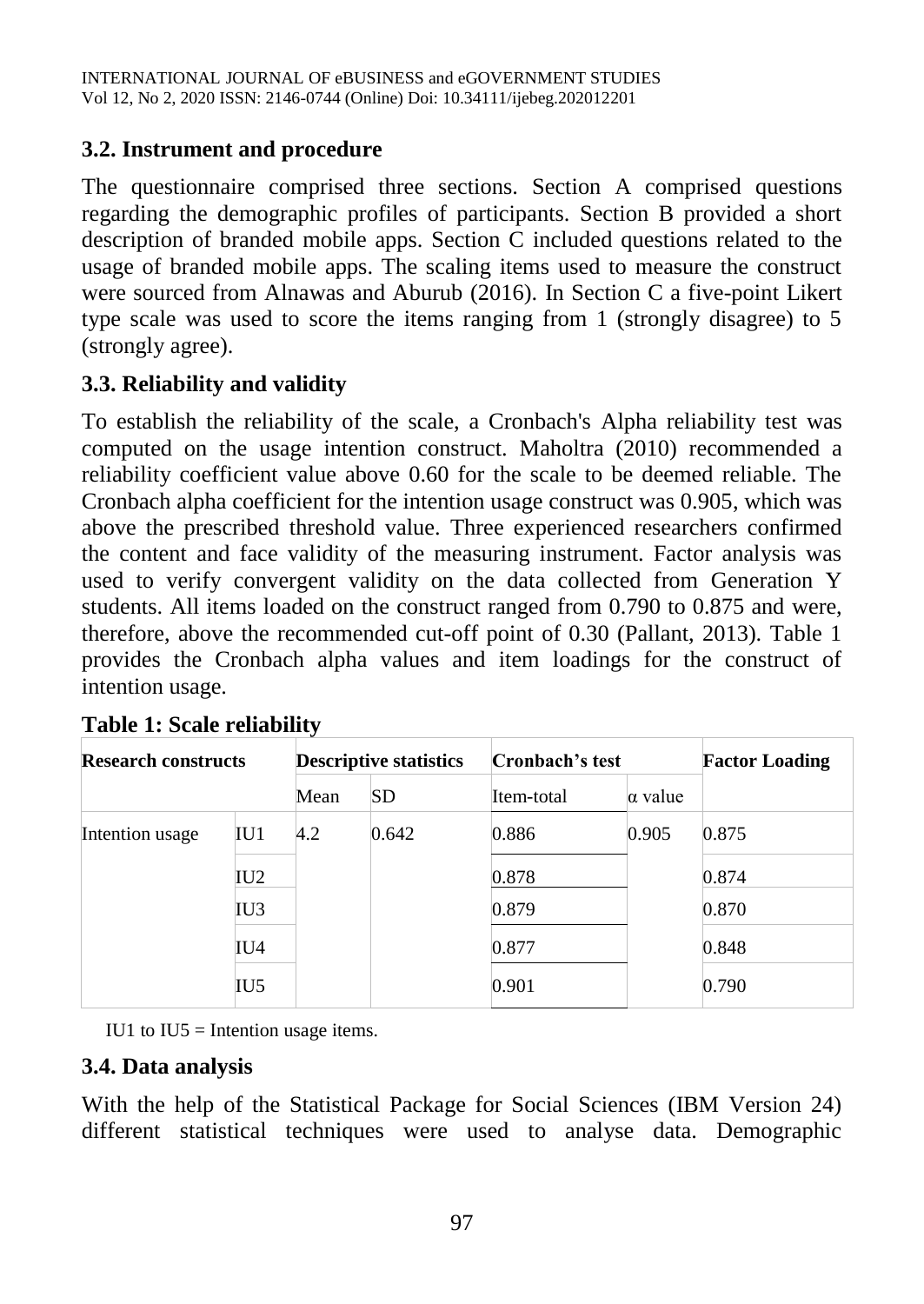### 3.2. Instrument and procedure

The questionnaire comprised three sections. Section A comprised questions regarding the demographic profiles of participants. Section B provided a short description of branded mobile apps. Section C included questions related to the usage of branded mobile apps. The scaling items used to measure the construct were sourced from Alnawas and Aburub (2016). In Section C a five-point Likert type scale was used to score the items ranging from 1 (strongly disagree) to 5 (strongly agree).

### 3.3. Reliability and validity

To establish the reliability of the scale, a Cronbach's Alpha reliability test was computed on the usage intention construct. Maholtra (2010) recommended a reliability coefficient value above 0.60 for the scale to be deemed reliable. The Cronbach alpha coefficient for the intention usage construct was 0.905, which was above the prescribed threshold value. Three experienced researchers confirmed the content and face validity of the measuring instrument. Factor analysis was used to verify convergent validity on the data collected from Generation Y students. All items loaded on the construct ranged from 0.790 to 0.875 and were, therefore, above the recommended cut-off point of 0.30 (Pallant, 2013). Table 1 provides the Cronbach alpha values and item loadings for the construct of intention usage.

**Table 1: Scale reliability**

| **Research constructs** | | **Descriptive statistics** | | **Cronbach's test** | | **Factor Loading** |
|---|---|---|---|---|---|---|
| | | Mean | SD | Item-total | α value | |
| Intention usage | IU1 | 4.2 | 0.642 | 0.886 | 0.905 | 0.875 |
| | IU2 | | | 0.878 | | 0.874 |
| | IU3 | | | 0.879 | | 0.870 |
| | IU4 | | | 0.877 | | 0.848 |
| | IU5 | | | 0.901 | | 0.790 |

IU1 to IU5 = Intention usage items.

### 3.4. Data analysis

With the help of the Statistical Package for Social Sciences (IBM Version 24) different statistical techniques were used to analyse data. Demographic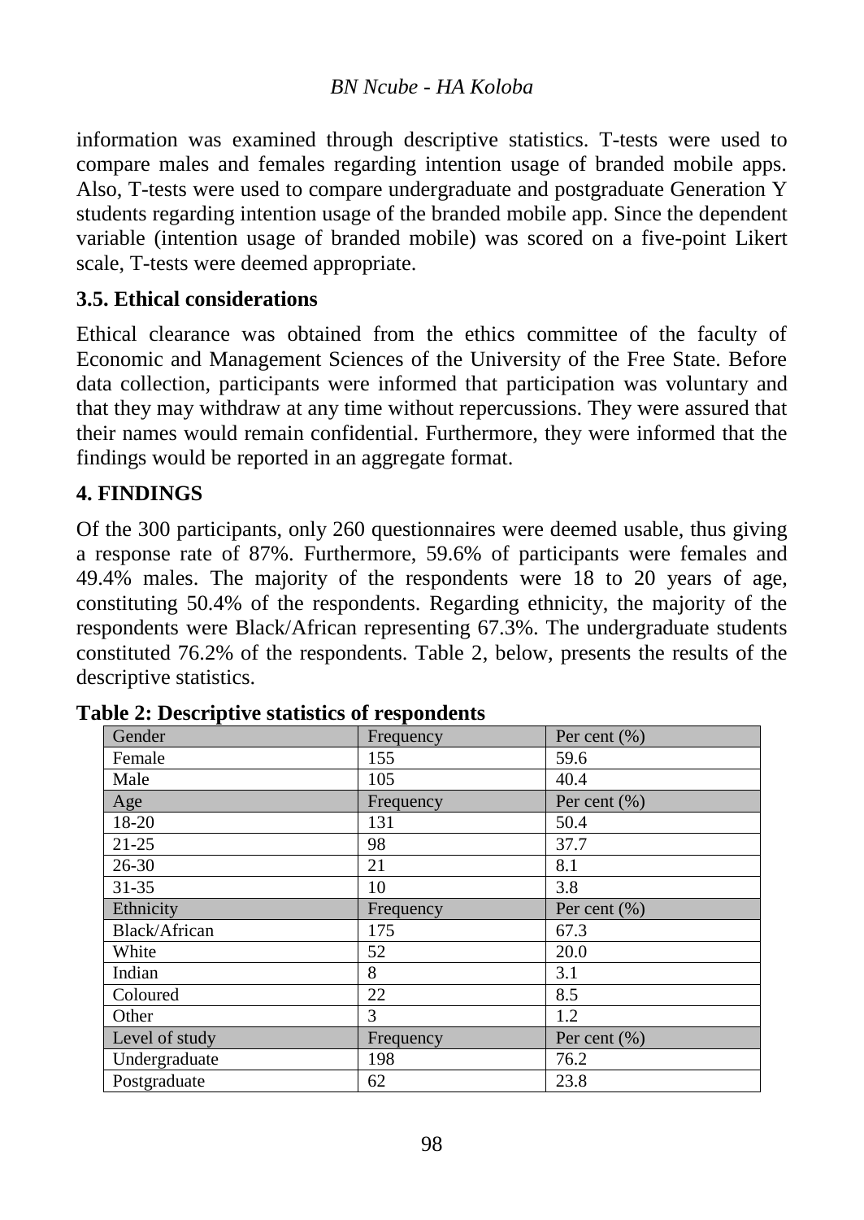information was examined through descriptive statistics. T-tests were used to compare males and females regarding intention usage of branded mobile apps. Also, T-tests were used to compare undergraduate and postgraduate Generation Y students regarding intention usage of the branded mobile app. Since the dependent variable (intention usage of branded mobile) was scored on a five-point Likert scale, T-tests were deemed appropriate.

### 3.5. Ethical considerations

Ethical clearance was obtained from the ethics committee of the faculty of Economic and Management Sciences of the University of the Free State. Before data collection, participants were informed that participation was voluntary and that they may withdraw at any time without repercussions. They were assured that their names would remain confidential. Furthermore, they were informed that the findings would be reported in an aggregate format.

## 4. FINDINGS

Of the 300 participants, only 260 questionnaires were deemed usable, thus giving a response rate of 87%. Furthermore, 59.6% of participants were females and 49.4% males. The majority of the respondents were 18 to 20 years of age, constituting 50.4% of the respondents. Regarding ethnicity, the majority of the respondents were Black/African representing 67.3%. The undergraduate students constituted 76.2% of the respondents. Table 2, below, presents the results of the descriptive statistics.

**Table 2: Descriptive statistics of respondents**

| Gender | Frequency | Per cent (%) |
|---|---|---|
| Female | 155 | 59.6 |
| Male | 105 | 40.4 |
| Age | Frequency | Per cent (%) |
| 18-20 | 131 | 50.4 |
| 21-25 | 98 | 37.7 |
| 26-30 | 21 | 8.1 |
| 31-35 | 10 | 3.8 |
| Ethnicity | Frequency | Per cent (%) |
| Black/African | 175 | 67.3 |
| White | 52 | 20.0 |
| Indian | 8 | 3.1 |
| Coloured | 22 | 8.5 |
| Other | 3 | 1.2 |
| Level of study | Frequency | Per cent (%) |
| Undergraduate | 198 | 76.2 |
| Postgraduate | 62 | 23.8 |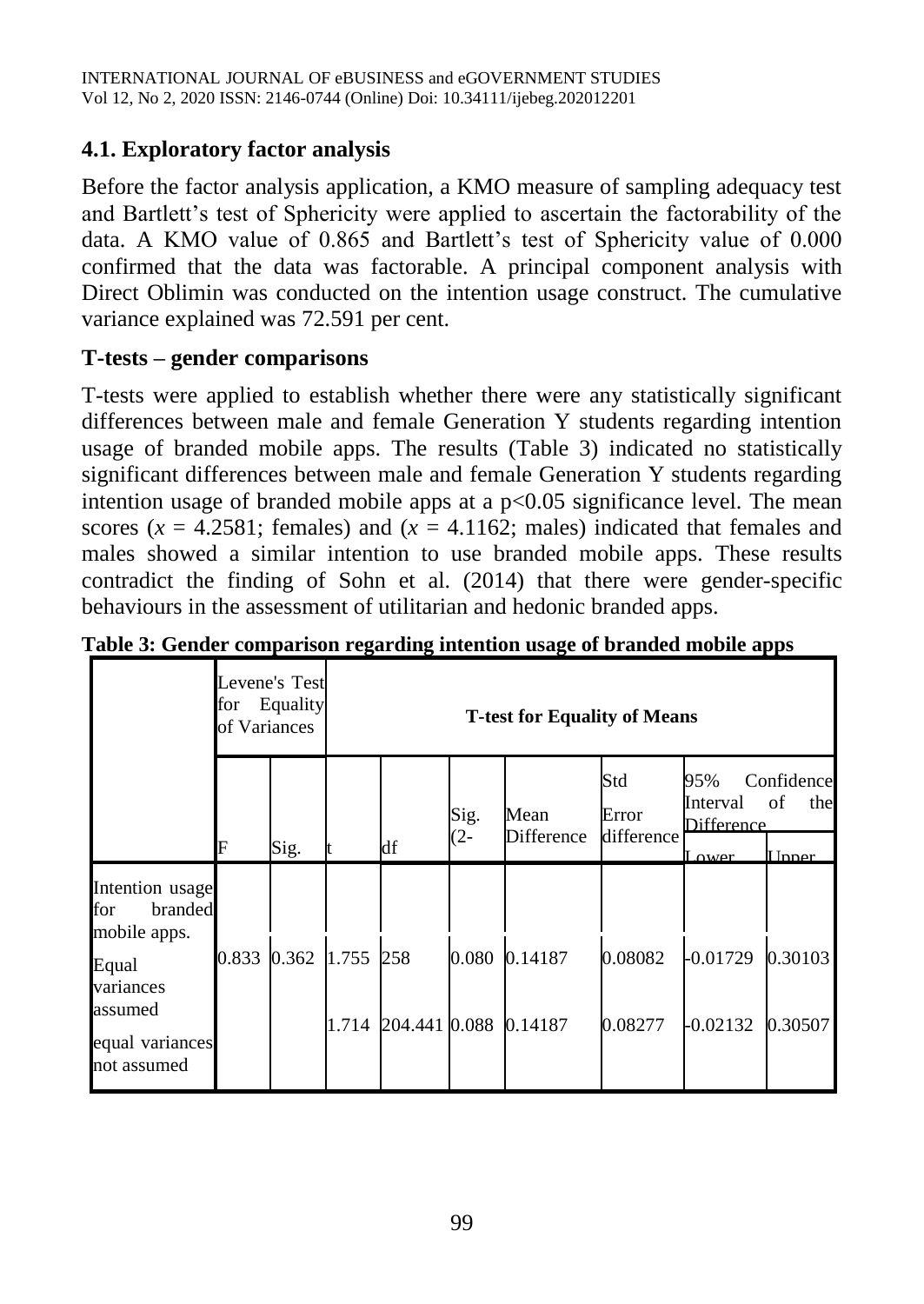## 4.1. Exploratory factor analysis

Before the factor analysis application, a KMO measure of sampling adequacy test and Bartlett's test of Sphericity were applied to ascertain the factorability of the data. A KMO value of 0.865 and Bartlett's test of Sphericity value of 0.000 confirmed that the data was factorable. A principal component analysis with Direct Oblimin was conducted on the intention usage construct. The cumulative variance explained was 72.591 per cent.

## T-tests – gender comparisons

T-tests were applied to establish whether there were any statistically significant differences between male and female Generation Y students regarding intention usage of branded mobile apps. The results (Table 3) indicated no statistically significant differences between male and female Generation Y students regarding intention usage of branded mobile apps at a $p<0.05$ significance level. The mean scores ($x$ = 4.2581; females) and ($x$ = 4.1162; males) indicated that females and males showed a similar intention to use branded mobile apps. These results contradict the finding of Sohn et al. (2014) that there were gender-specific behaviours in the assessment of utilitarian and hedonic branded apps.

**Table 3: Gender comparison regarding intention usage of branded mobile apps**

| | Levene's Test for Equality of Variances | | T-test for Equality of Means | | | | | | |
|---|---|---|---|---|---|---|---|---|---|
| | | | | | | | | 95% Confidence Interval of the Difference | |
| | F | Sig. | t | df | Sig. (2- | Mean Difference | Std Error difference | Lower | Upper |
| Intention usage for branded mobile apps. | | | | | | | | | |
| Equal variances assumed | 0.833 | 0.362 | 1.755 | 258 | 0.080 | 0.14187 | 0.08082 | -0.01729 | 0.30103 |
| equal variances not assumed | | | 1.714 | 204.441 | 0.088 | 0.14187 | 0.08277 | -0.02132 | 0.30507 |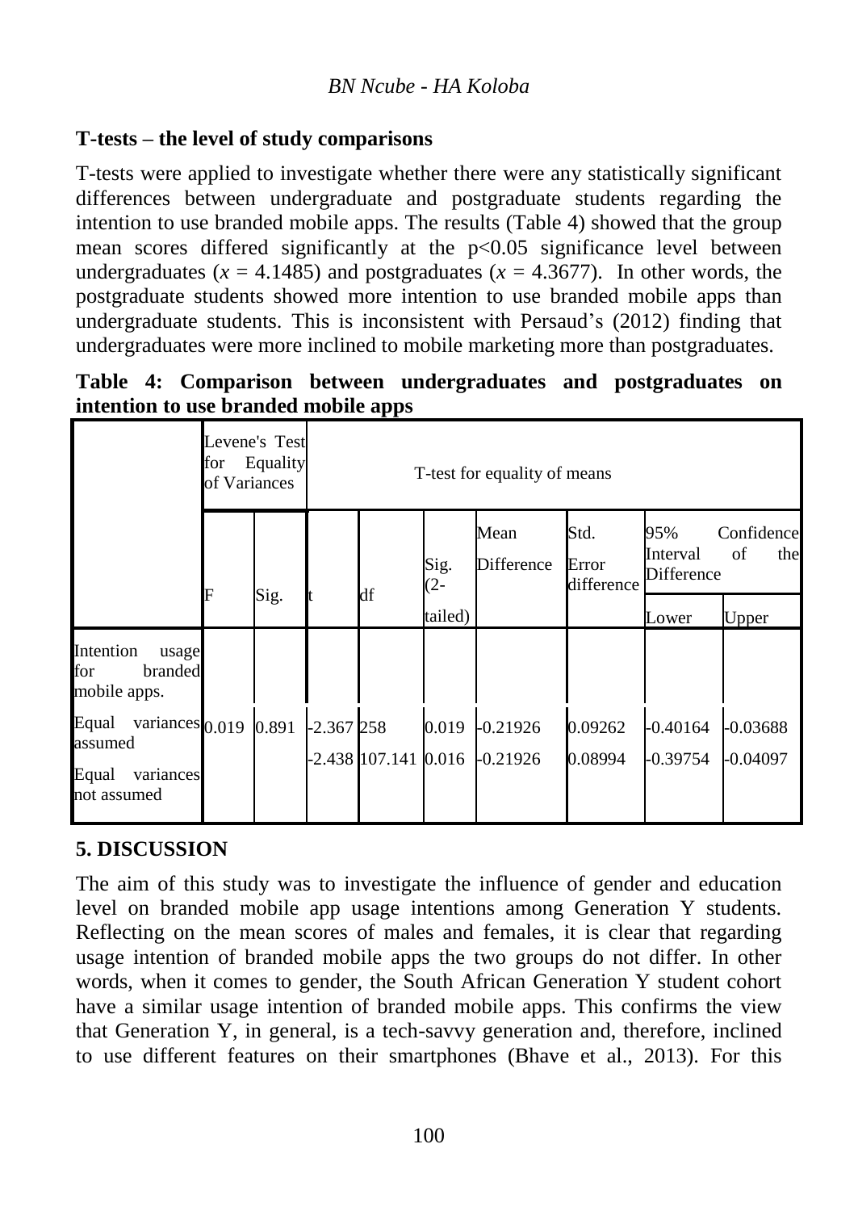## T-tests – the level of study comparisons

T-tests were applied to investigate whether there were any statistically significant differences between undergraduate and postgraduate students regarding the intention to use branded mobile apps. The results (Table 4) showed that the group mean scores differed significantly at the $p<0.05$ significance level between undergraduates ($x$ = 4.1485) and postgraduates ($x$ = 4.3677). In other words, the postgraduate students showed more intention to use branded mobile apps than undergraduate students. This is inconsistent with Persaud's (2012) finding that undergraduates were more inclined to mobile marketing more than postgraduates.

**Table 4: Comparison between undergraduates and postgraduates on intention to use branded mobile apps**

| | Levene's Test for Equality of Variances | | T-test for equality of means | | | | | | |
|---|---|---|---|---|---|---|---|---|---|
| | F | Sig. | t | df | Sig. (2-tailed) | Mean Difference | Std. Error difference | 95% Confidence Interval of the Difference: Lower | 95% Confidence Interval of the Difference: Upper |
| Intention usage for branded mobile apps. | | | | | | | | | |
| Equal variances assumed | 0.019 | 0.891 | -2.367 | 258 | 0.019 | -0.21926 | 0.09262 | -0.40164 | -0.03688 |
| Equal variances not assumed | | | -2.438 | 107.141 | 0.016 | -0.21926 | 0.08994 | -0.39754 | -0.04097 |

## 5. DISCUSSION

The aim of this study was to investigate the influence of gender and education level on branded mobile app usage intentions among Generation Y students. Reflecting on the mean scores of males and females, it is clear that regarding usage intention of branded mobile apps the two groups do not differ. In other words, when it comes to gender, the South African Generation Y student cohort have a similar usage intention of branded mobile apps. This confirms the view that Generation Y, in general, is a tech-savvy generation and, therefore, inclined to use different features on their smartphones (Bhave et al., 2013). For this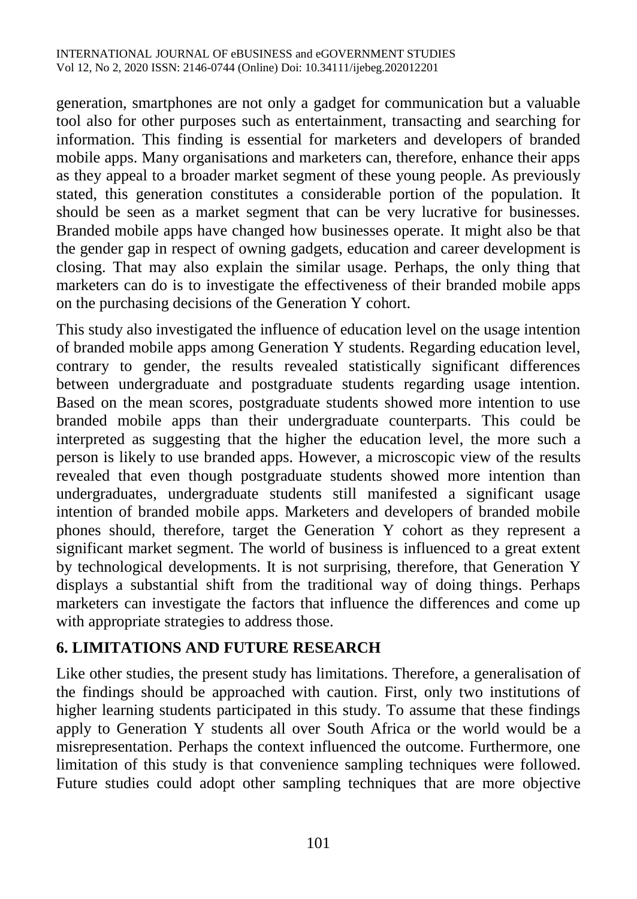generation, smartphones are not only a gadget for communication but a valuable tool also for other purposes such as entertainment, transacting and searching for information. This finding is essential for marketers and developers of branded mobile apps. Many organisations and marketers can, therefore, enhance their apps as they appeal to a broader market segment of these young people. As previously stated, this generation constitutes a considerable portion of the population. It should be seen as a market segment that can be very lucrative for businesses. Branded mobile apps have changed how businesses operate. It might also be that the gender gap in respect of owning gadgets, education and career development is closing. That may also explain the similar usage. Perhaps, the only thing that marketers can do is to investigate the effectiveness of their branded mobile apps on the purchasing decisions of the Generation Y cohort.

This study also investigated the influence of education level on the usage intention of branded mobile apps among Generation Y students. Regarding education level, contrary to gender, the results revealed statistically significant differences between undergraduate and postgraduate students regarding usage intention. Based on the mean scores, postgraduate students showed more intention to use branded mobile apps than their undergraduate counterparts. This could be interpreted as suggesting that the higher the education level, the more such a person is likely to use branded apps. However, a microscopic view of the results revealed that even though postgraduate students showed more intention than undergraduates, undergraduate students still manifested a significant usage intention of branded mobile apps. Marketers and developers of branded mobile phones should, therefore, target the Generation Y cohort as they represent a significant market segment. The world of business is influenced to a great extent by technological developments. It is not surprising, therefore, that Generation Y displays a substantial shift from the traditional way of doing things. Perhaps marketers can investigate the factors that influence the differences and come up with appropriate strategies to address those.

## 6. LIMITATIONS AND FUTURE RESEARCH

Like other studies, the present study has limitations. Therefore, a generalisation of the findings should be approached with caution. First, only two institutions of higher learning students participated in this study. To assume that these findings apply to Generation Y students all over South Africa or the world would be a misrepresentation. Perhaps the context influenced the outcome. Furthermore, one limitation of this study is that convenience sampling techniques were followed. Future studies could adopt other sampling techniques that are more objective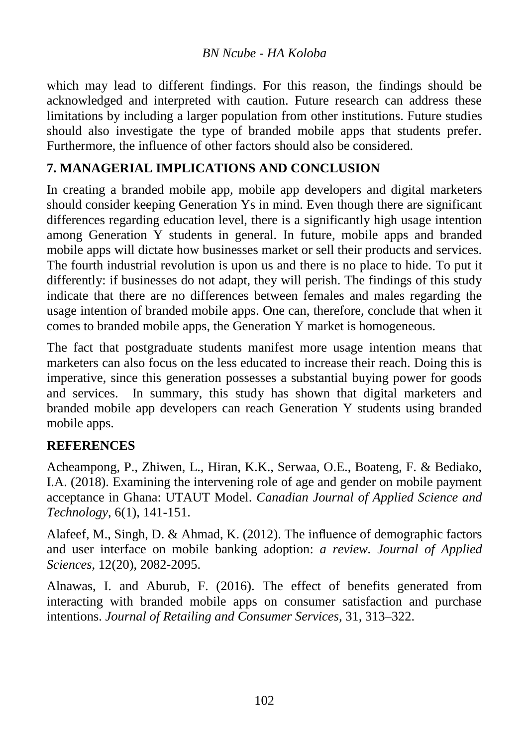which may lead to different findings. For this reason, the findings should be acknowledged and interpreted with caution. Future research can address these limitations by including a larger population from other institutions. Future studies should also investigate the type of branded mobile apps that students prefer. Furthermore, the influence of other factors should also be considered.

## 7. MANAGERIAL IMPLICATIONS AND CONCLUSION

In creating a branded mobile app, mobile app developers and digital marketers should consider keeping Generation Ys in mind. Even though there are significant differences regarding education level, there is a significantly high usage intention among Generation Y students in general. In future, mobile apps and branded mobile apps will dictate how businesses market or sell their products and services. The fourth industrial revolution is upon us and there is no place to hide. To put it differently: if businesses do not adapt, they will perish. The findings of this study indicate that there are no differences between females and males regarding the usage intention of branded mobile apps. One can, therefore, conclude that when it comes to branded mobile apps, the Generation Y market is homogeneous.

The fact that postgraduate students manifest more usage intention means that marketers can also focus on the less educated to increase their reach. Doing this is imperative, since this generation possesses a substantial buying power for goods and services. In summary, this study has shown that digital marketers and branded mobile app developers can reach Generation Y students using branded mobile apps.

## REFERENCES

Acheampong, P., Zhiwen, L., Hiran, K.K., Serwaa, O.E., Boateng, F. & Bediako, I.A. (2018). Examining the intervening role of age and gender on mobile payment acceptance in Ghana: UTAUT Model. *Canadian Journal of Applied Science and Technology*, 6(1), 141-151.

Alafeef, M., Singh, D. & Ahmad, K. (2012). The influence of demographic factors and user interface on mobile banking adoption: *a review. Journal of Applied Sciences*, 12(20), 2082-2095.

Alnawas, I. and Aburub, F. (2016). The effect of benefits generated from interacting with branded mobile apps on consumer satisfaction and purchase intentions. *Journal of Retailing and Consumer Services*, 31, 313–322.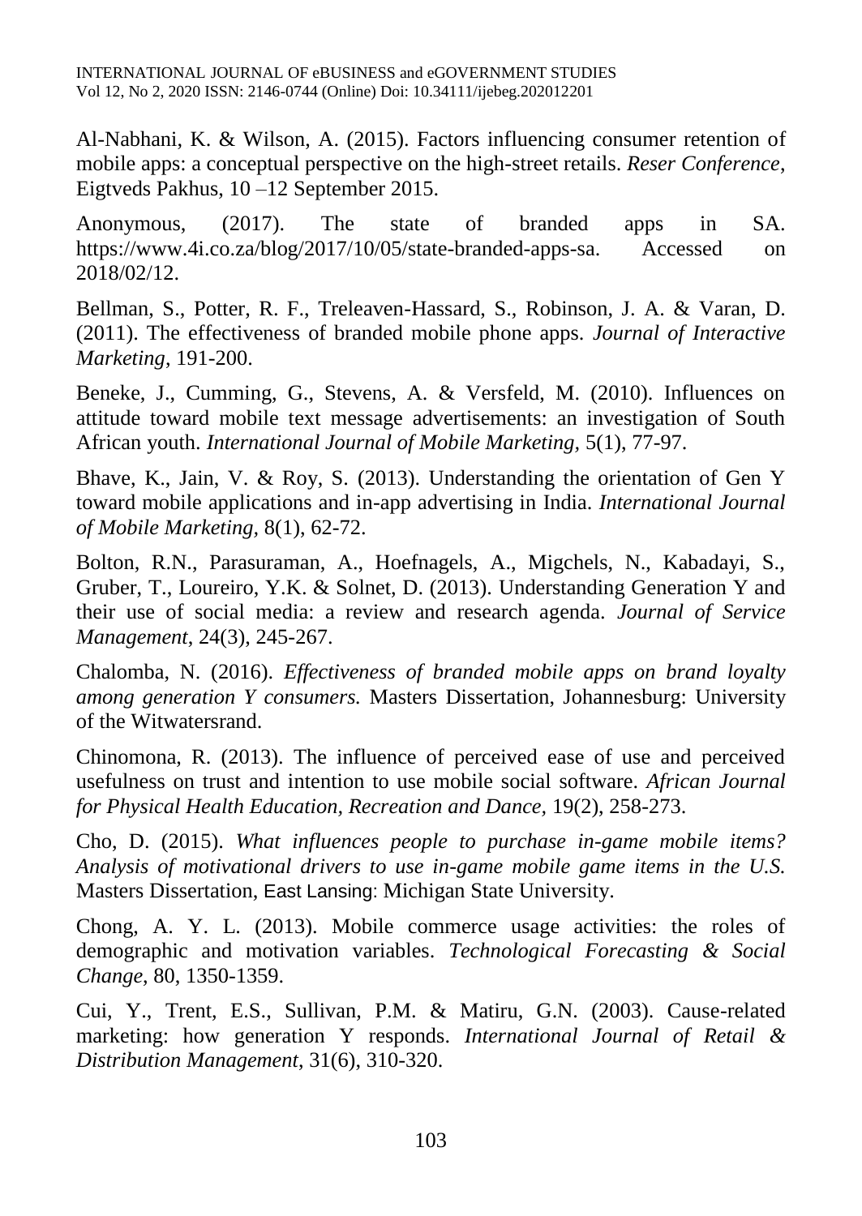Al-Nabhani, K. & Wilson, A. (2015). Factors influencing consumer retention of mobile apps: a conceptual perspective on the high-street retails. *Reser Conference*, Eigtveds Pakhus, 10 –12 September 2015.

Anonymous, (2017). The state of branded apps in SA. https://www.4i.co.za/blog/2017/10/05/state-branded-apps-sa. Accessed on 2018/02/12.

Bellman, S., Potter, R. F., Treleaven-Hassard, S., Robinson, J. A. & Varan, D. (2011). The effectiveness of branded mobile phone apps. *Journal of Interactive Marketing*, 191-200.

Beneke, J., Cumming, G., Stevens, A. & Versfeld, M. (2010). Influences on attitude toward mobile text message advertisements: an investigation of South African youth. *International Journal of Mobile Marketing,* 5(1), 77-97.

Bhave, K., Jain, V. & Roy, S. (2013). Understanding the orientation of Gen Y toward mobile applications and in-app advertising in India. *International Journal of Mobile Marketing,* 8(1), 62-72.

Bolton, R.N., Parasuraman, A., Hoefnagels, A., Migchels, N., Kabadayi, S., Gruber, T., Loureiro, Y.K. & Solnet, D. (2013). Understanding Generation Y and their use of social media: a review and research agenda. *Journal of Service Management*, 24(3), 245-267.

Chalomba, N. (2016). *Effectiveness of branded mobile apps on brand loyalty among generation Y consumers.* Masters Dissertation, Johannesburg: University of the Witwatersrand.

Chinomona, R. (2013). The influence of perceived ease of use and perceived usefulness on trust and intention to use mobile social software. *African Journal for Physical Health Education, Recreation and Dance,* 19(2), 258-273.

Cho, D. (2015). *What influences people to purchase in-game mobile items? Analysis of motivational drivers to use in-game mobile game items in the U.S.* Masters Dissertation, East Lansing: Michigan State University.

Chong, A. Y. L. (2013). Mobile commerce usage activities: the roles of demographic and motivation variables. *Technological Forecasting & Social Change*, 80, 1350-1359.

Cui, Y., Trent, E.S., Sullivan, P.M. & Matiru, G.N. (2003). Cause-related marketing: how generation Y responds. *International Journal of Retail & Distribution Management*, 31(6), 310-320.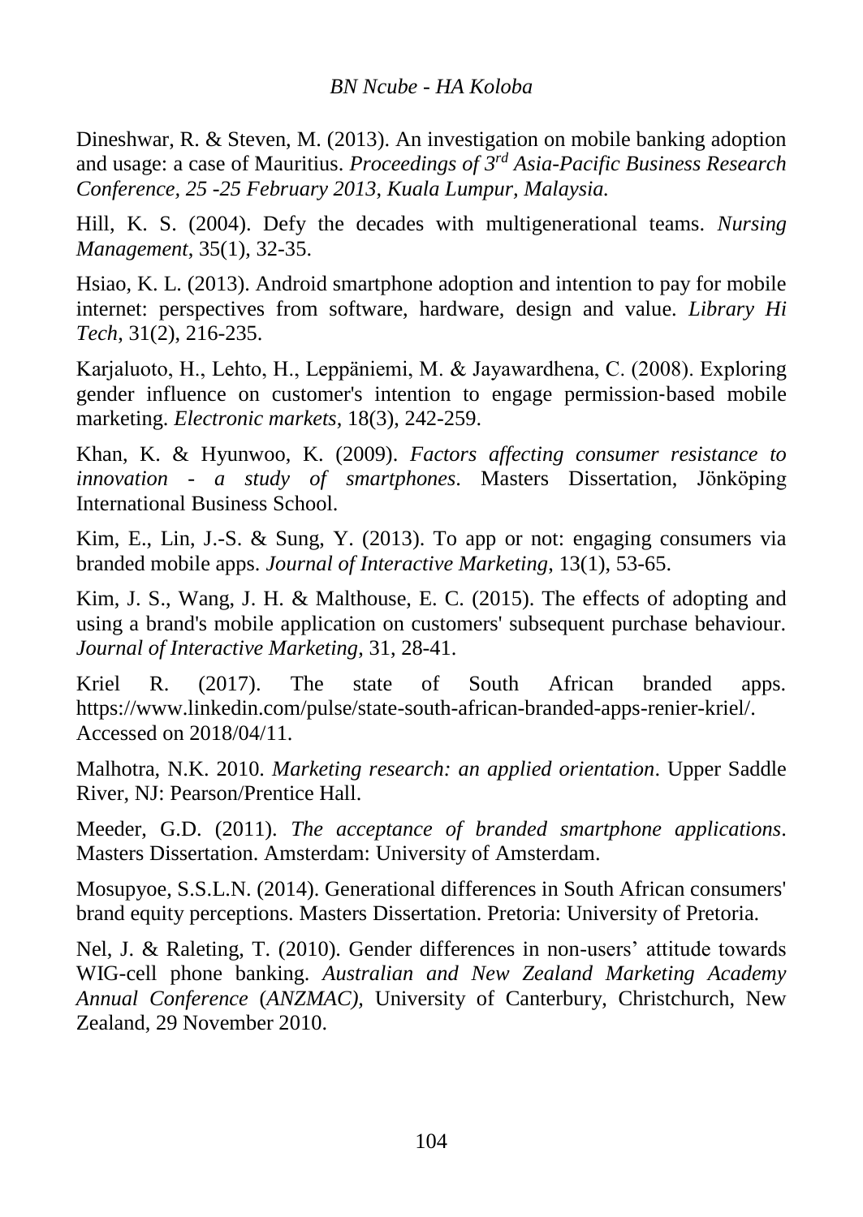Dineshwar, R. & Steven, M. (2013). An investigation on mobile banking adoption and usage: a case of Mauritius. *Proceedings of 3rd Asia-Pacific Business Research Conference, 25 -25 February 2013, Kuala Lumpur, Malaysia.*

Hill, K. S. (2004). Defy the decades with multigenerational teams. *Nursing Management*, 35(1), 32-35.

Hsiao, K. L. (2013). Android smartphone adoption and intention to pay for mobile internet: perspectives from software, hardware, design and value. *Library Hi Tech*, 31(2), 216-235.

Karjaluoto, H., Lehto, H., Leppäniemi, M. & Jayawardhena, C. (2008). Exploring gender influence on customer's intention to engage permission-based mobile marketing. *Electronic markets*, 18(3), 242-259.

Khan, K. & Hyunwoo, K. (2009). *Factors affecting consumer resistance to innovation - a study of smartphones*. Masters Dissertation, Jönköping International Business School.

Kim, E., Lin, J.-S. & Sung, Y. (2013). To app or not: engaging consumers via branded mobile apps. *Journal of Interactive Marketing*, 13(1), 53-65.

Kim, J. S., Wang, J. H. & Malthouse, E. C. (2015). The effects of adopting and using a brand's mobile application on customers' subsequent purchase behaviour. *Journal of Interactive Marketing*, 31, 28-41.

Kriel R. (2017). The state of South African branded apps. https://www.linkedin.com/pulse/state-south-african-branded-apps-renier-kriel/. Accessed on 2018/04/11.

Malhotra, N.K. 2010. *Marketing research: an applied orientation*. Upper Saddle River, NJ: Pearson/Prentice Hall.

Meeder, G.D. (2011). *The acceptance of branded smartphone applications*. Masters Dissertation. Amsterdam: University of Amsterdam.

Mosupyoe, S.S.L.N. (2014). Generational differences in South African consumers' brand equity perceptions. Masters Dissertation. Pretoria: University of Pretoria.

Nel, J. & Raleting, T. (2010). Gender differences in non-users' attitude towards WIG-cell phone banking. *Australian and New Zealand Marketing Academy Annual Conference* (*ANZMAC),* University of Canterbury, Christchurch, New Zealand, 29 November 2010.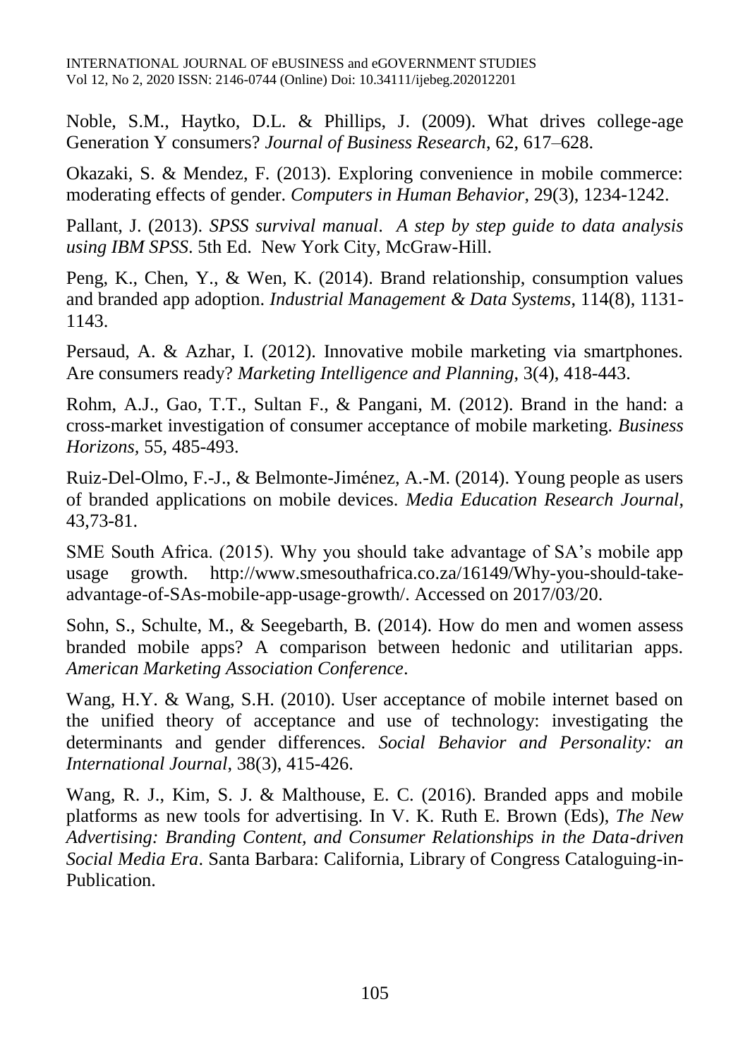Noble, S.M., Haytko, D.L. & Phillips, J. (2009). What drives college-age Generation Y consumers? *Journal of Business Research*, 62, 617–628.

Okazaki, S. & Mendez, F. (2013). Exploring convenience in mobile commerce: moderating effects of gender. *Computers in Human Behavior*, 29(3), 1234-1242.

Pallant, J. (2013). *SPSS survival manual*. *A step by step guide to data analysis using IBM SPSS*. 5th Ed. New York City, McGraw-Hill.

Peng, K., Chen, Y., & Wen, K. (2014). Brand relationship, consumption values and branded app adoption. *Industrial Management & Data Systems*, 114(8), 1131-1143.

Persaud, A. & Azhar, I. (2012). Innovative mobile marketing via smartphones. Are consumers ready? *Marketing Intelligence and Planning*, 3(4), 418-443.

Rohm, A.J., Gao, T.T., Sultan F., & Pangani, M. (2012). Brand in the hand: a cross-market investigation of consumer acceptance of mobile marketing. *Business Horizons*, 55, 485-493.

Ruiz-Del-Olmo, F.-J., & Belmonte-Jiménez, A.-M. (2014). Young people as users of branded applications on mobile devices. *Media Education Research Journal*, 43,73-81.

SME South Africa. (2015). Why you should take advantage of SA's mobile app usage growth. http://www.smesouthafrica.co.za/16149/Why-you-should-take-advantage-of-SAs-mobile-app-usage-growth/. Accessed on 2017/03/20.

Sohn, S., Schulte, M., & Seegebarth, B. (2014). How do men and women assess branded mobile apps? A comparison between hedonic and utilitarian apps. *American Marketing Association Conference*.

Wang, H.Y. & Wang, S.H. (2010). User acceptance of mobile internet based on the unified theory of acceptance and use of technology: investigating the determinants and gender differences. *Social Behavior and Personality: an International Journal*, 38(3), 415-426.

Wang, R. J., Kim, S. J. & Malthouse, E. C. (2016). Branded apps and mobile platforms as new tools for advertising. In V. K. Ruth E. Brown (Eds), *The New Advertising: Branding Content, and Consumer Relationships in the Data-driven Social Media Era*. Santa Barbara: California, Library of Congress Cataloguing-in-Publication.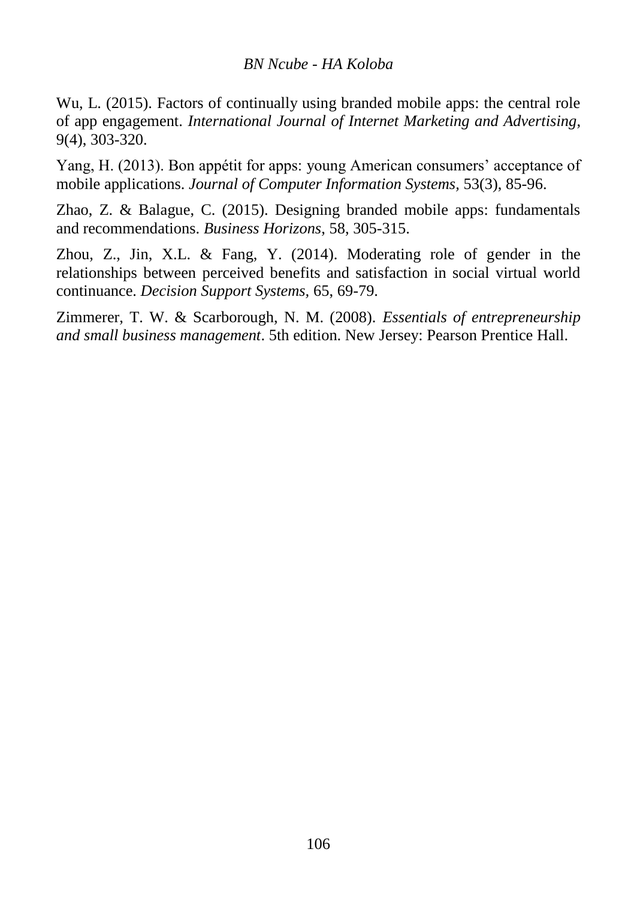Wu, L. (2015). Factors of continually using branded mobile apps: the central role of app engagement. *International Journal of Internet Marketing and Advertising*, 9(4), 303-320.

Yang, H. (2013). Bon appétit for apps: young American consumers' acceptance of mobile applications. *Journal of Computer Information Systems*, 53(3), 85-96.

Zhao, Z. & Balague, C. (2015). Designing branded mobile apps: fundamentals and recommendations. *Business Horizons*, 58, 305-315.

Zhou, Z., Jin, X.L. & Fang, Y. (2014). Moderating role of gender in the relationships between perceived benefits and satisfaction in social virtual world continuance. *Decision Support Systems*, 65, 69-79.

Zimmerer, T. W. & Scarborough, N. M. (2008). *Essentials of entrepreneurship and small business management*. 5th edition. New Jersey: Pearson Prentice Hall.